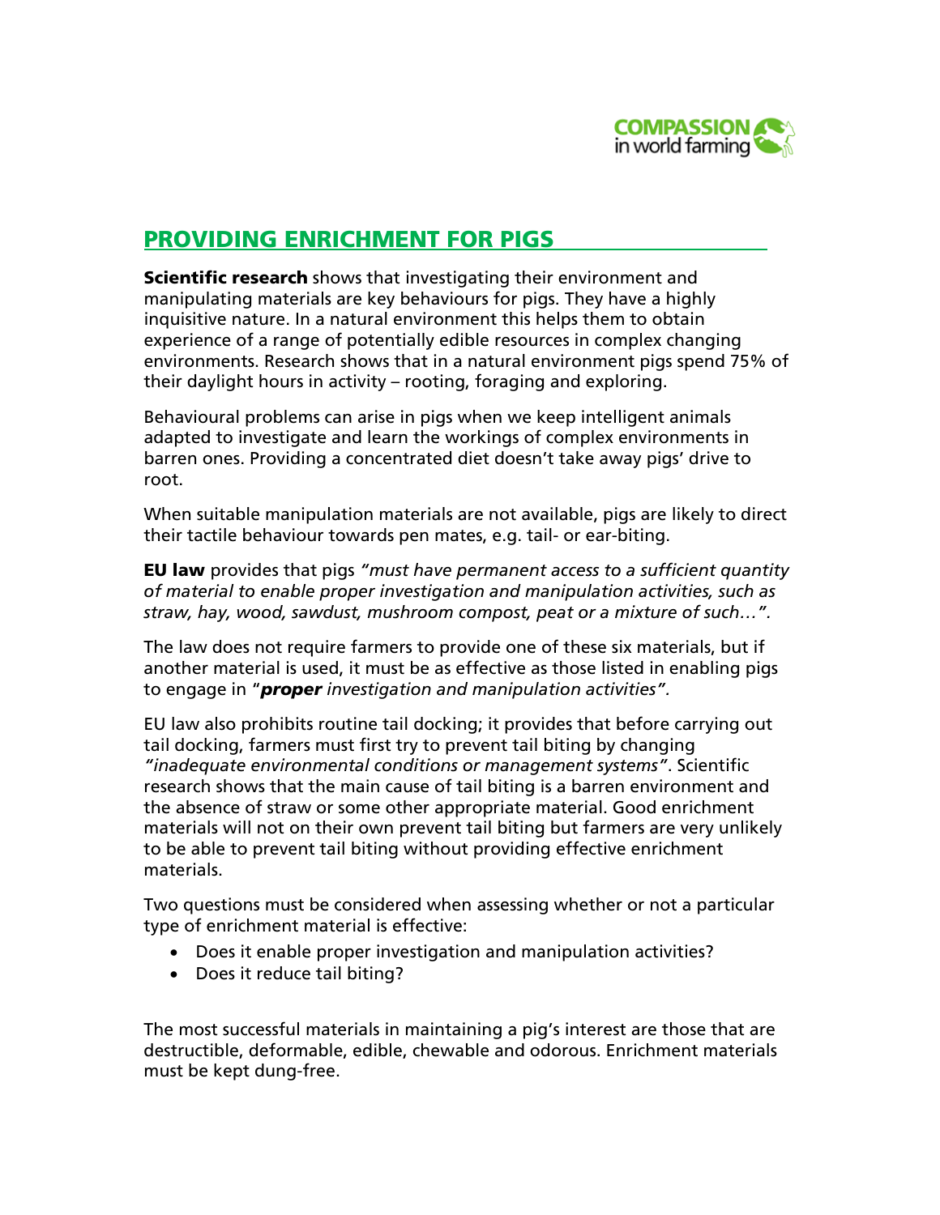## PROVIDING ENRICHMENT FOR PIGS

**Scientific research** shows that investigating their environment and manipulating materials are key behaviours for pigs. They have a highly inquisitive nature. In a natural environment this helps them to obtain experience of a range of potentially edible resources in complex changing environments. Research shows that in a natural environment pigs spend 75% of their daylight hours in activity – rooting, foraging and exploring.

Behavioural problems can arise in pigs when we keep intelligent animals adapted to investigate and learn the workings of complex environments in barren ones. Providing a concentrated diet doesn't take away pigs' drive to root.

When suitable manipulation materials are not available, pigs are likely to direct their tactile behaviour towards pen mates, e.g. tail- or ear-biting.

**EU law** provides that pigs *"must have permanent access to a sufficient quantity of material to enable proper investigation and manipulation activities, such as straw, hay, wood, sawdust, mushroom compost, peat or a mixture of such…".*

The law does not require farmers to provide one of these six materials, but if another material is used, it must be as effective as those listed in enabling pigs to engage in "***proper*** *investigation and manipulation activities".*

EU law also prohibits routine tail docking; it provides that before carrying out tail docking, farmers must first try to prevent tail biting by changing *"inadequate environmental conditions or management systems"*. Scientific research shows that the main cause of tail biting is a barren environment and the absence of straw or some other appropriate material. Good enrichment materials will not on their own prevent tail biting but farmers are very unlikely to be able to prevent tail biting without providing effective enrichment materials.

Two questions must be considered when assessing whether or not a particular type of enrichment material is effective:

- Does it enable proper investigation and manipulation activities?
- Does it reduce tail biting?

The most successful materials in maintaining a pig's interest are those that are destructible, deformable, edible, chewable and odorous. Enrichment materials must be kept dung-free.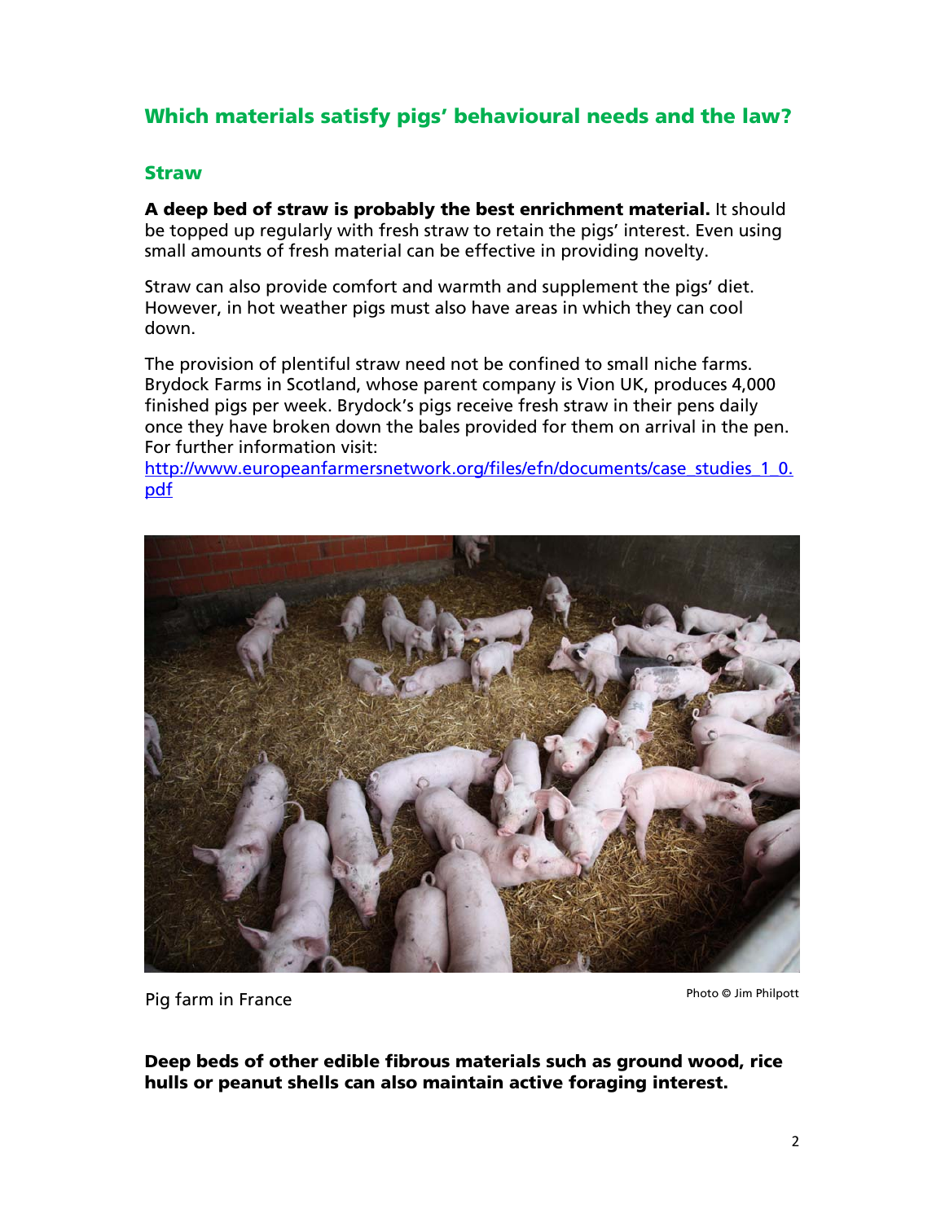## Which materials satisfy pigs' behavioural needs and the law?

### Straw

**A deep bed of straw is probably the best enrichment material.** It should be topped up regularly with fresh straw to retain the pigs' interest. Even using small amounts of fresh material can be effective in providing novelty.

Straw can also provide comfort and warmth and supplement the pigs' diet. However, in hot weather pigs must also have areas in which they can cool down.

The provision of plentiful straw need not be confined to small niche farms. Brydock Farms in Scotland, whose parent company is Vion UK, produces 4,000 finished pigs per week. Brydock's pigs receive fresh straw in their pens daily once they have broken down the bales provided for them on arrival in the pen. For further information visit: [http://www.europeanfarmersnetwork.org/files/efn/documents/case_studies_1_0.pdf](http://www.europeanfarmersnetwork.org/files/efn/documents/case_studies_1_0.pdf)

Pig farm in France

Photo © Jim Philpott

**Deep beds of other edible fibrous materials such as ground wood, rice hulls or peanut shells can also maintain active foraging interest.**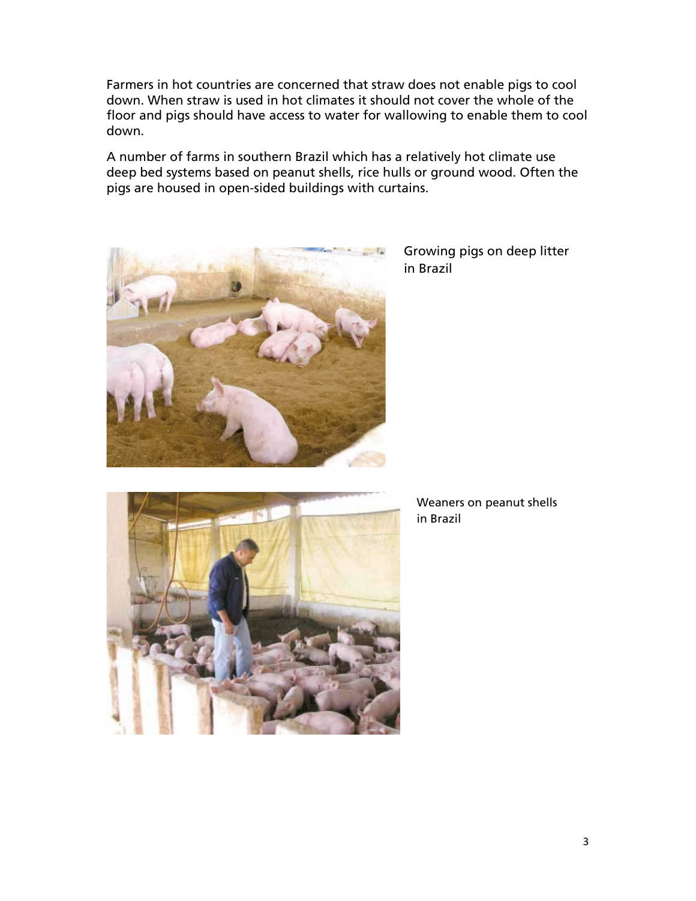Farmers in hot countries are concerned that straw does not enable pigs to cool down. When straw is used in hot climates it should not cover the whole of the floor and pigs should have access to water for wallowing to enable them to cool down.

A number of farms in southern Brazil which has a relatively hot climate use deep bed systems based on peanut shells, rice hulls or ground wood. Often the pigs are housed in open-sided buildings with curtains.

Growing pigs on deep litter in Brazil

Weaners on peanut shells in Brazil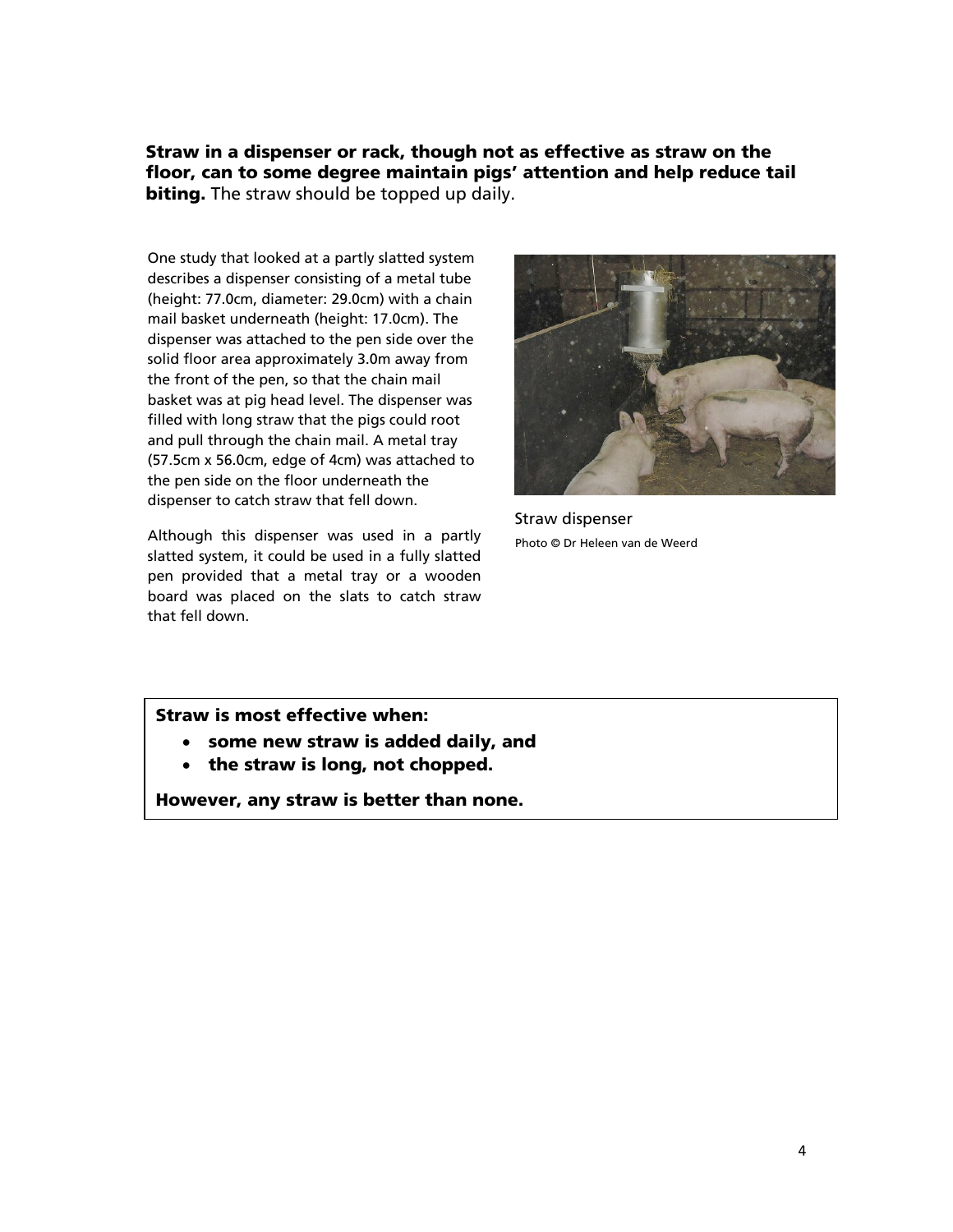**Straw in a dispenser or rack, though not as effective as straw on the floor, can to some degree maintain pigs' attention and help reduce tail biting.** The straw should be topped up daily.

One study that looked at a partly slatted system describes a dispenser consisting of a metal tube (height: 77.0cm, diameter: 29.0cm) with a chain mail basket underneath (height: 17.0cm). The dispenser was attached to the pen side over the solid floor area approximately 3.0m away from the front of the pen, so that the chain mail basket was at pig head level. The dispenser was filled with long straw that the pigs could root and pull through the chain mail. A metal tray (57.5cm x 56.0cm, edge of 4cm) was attached to the pen side on the floor underneath the dispenser to catch straw that fell down.

Although this dispenser was used in a partly slatted system, it could be used in a fully slatted pen provided that a metal tray or a wooden board was placed on the slats to catch straw that fell down.

Straw dispenser

Photo © Dr Heleen van de Weerd

**Straw is most effective when:**

- **some new straw is added daily, and**
- **the straw is long, not chopped.**

**However, any straw is better than none.**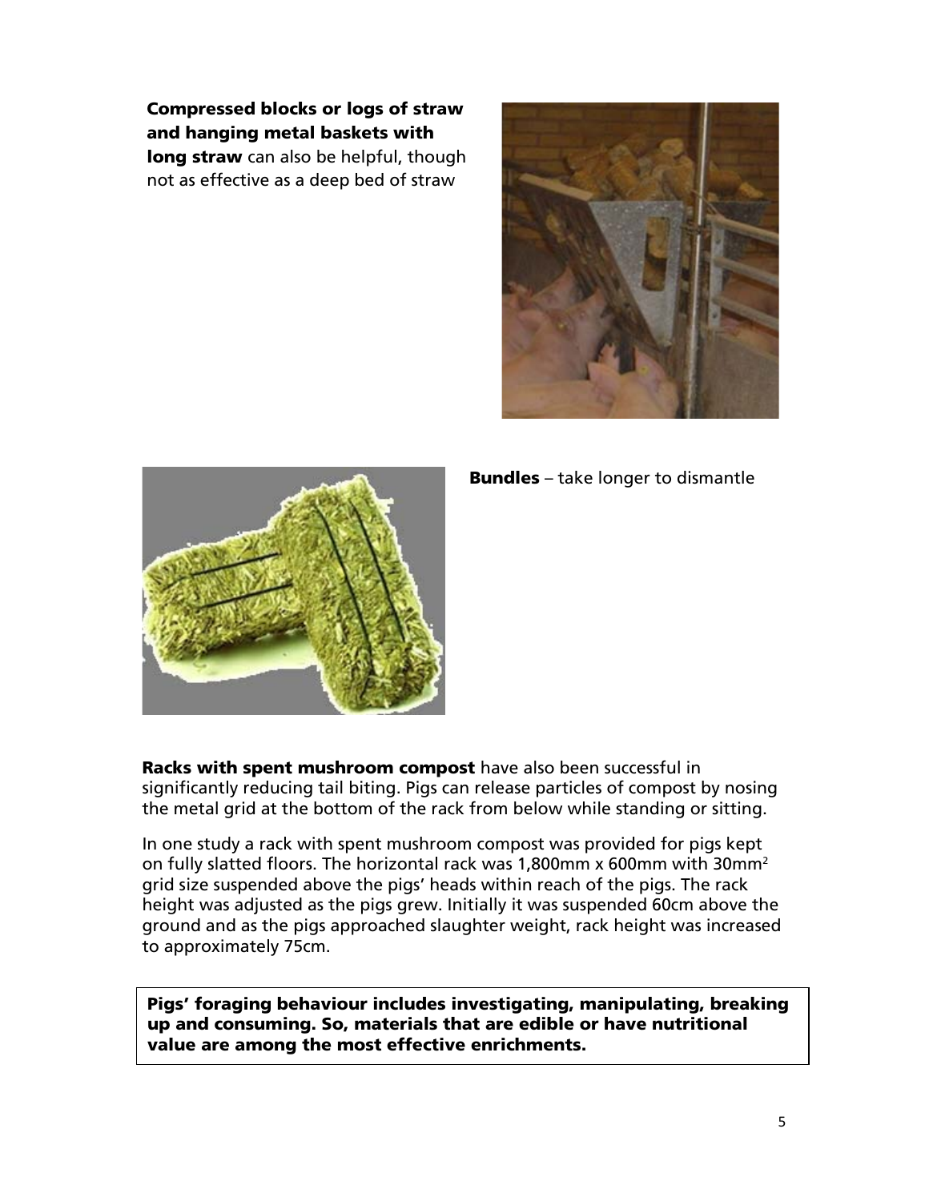**Compressed blocks or logs of straw and hanging metal baskets with long straw** can also be helpful, though not as effective as a deep bed of straw

**Bundles** – take longer to dismantle

**Racks with spent mushroom compost** have also been successful in significantly reducing tail biting. Pigs can release particles of compost by nosing the metal grid at the bottom of the rack from below while standing or sitting.

In one study a rack with spent mushroom compost was provided for pigs kept on fully slatted floors. The horizontal rack was 1,800mm x 600mm with 30mm$^2$ grid size suspended above the pigs' heads within reach of the pigs. The rack height was adjusted as the pigs grew. Initially it was suspended 60cm above the ground and as the pigs approached slaughter weight, rack height was increased to approximately 75cm.

**Pigs' foraging behaviour includes investigating, manipulating, breaking up and consuming. So, materials that are edible or have nutritional value are among the most effective enrichments.**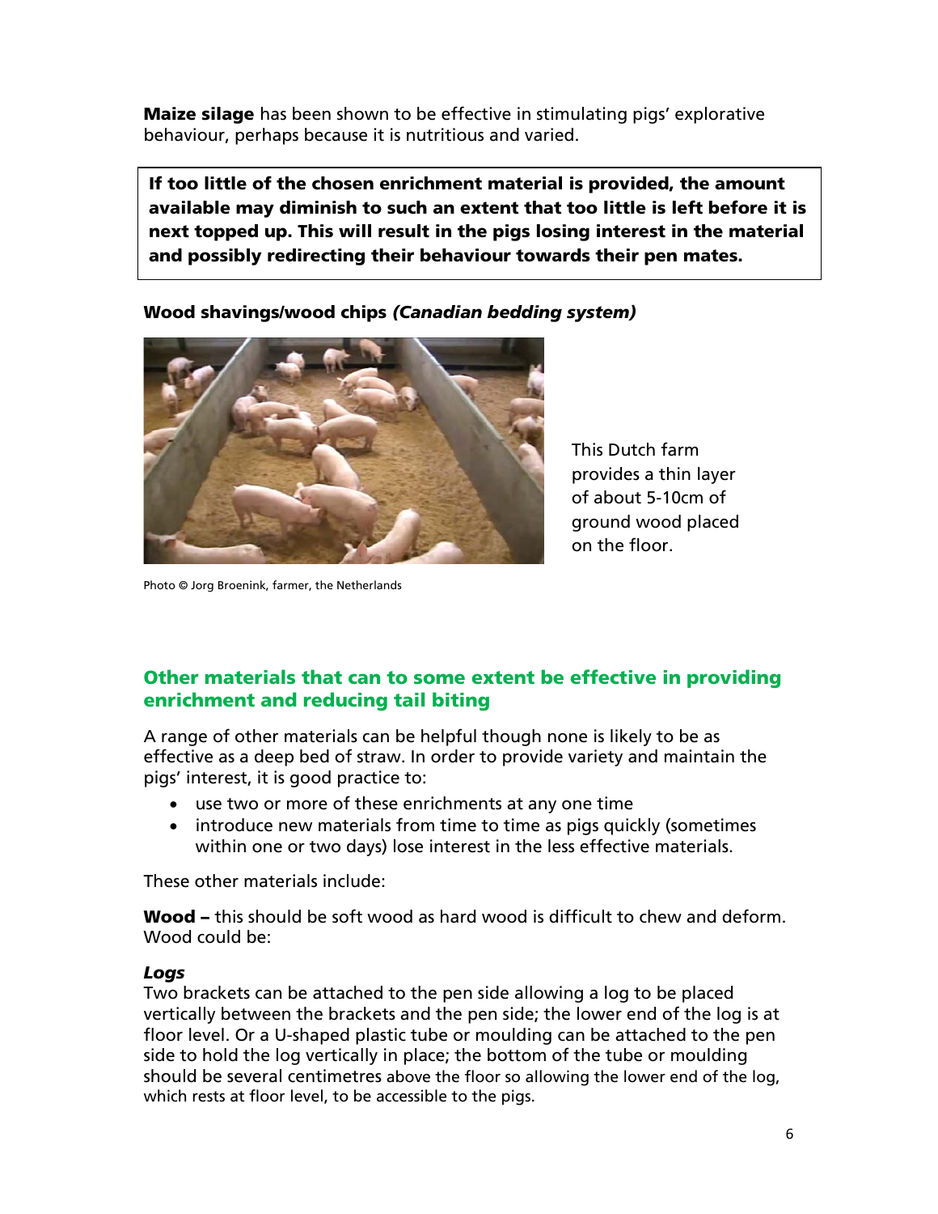**Maize silage** has been shown to be effective in stimulating pigs' explorative behaviour, perhaps because it is nutritious and varied.

**If too little of the chosen enrichment material is provided, the amount available may diminish to such an extent that too little is left before it is next topped up. This will result in the pigs losing interest in the material and possibly redirecting their behaviour towards their pen mates.**

**Wood shavings/wood chips** ***(Canadian bedding system)***

This Dutch farm provides a thin layer of about 5-10cm of ground wood placed on the floor.

Photo © Jorg Broenink, farmer, the Netherlands

## Other materials that can to some extent be effective in providing enrichment and reducing tail biting

A range of other materials can be helpful though none is likely to be as effective as a deep bed of straw. In order to provide variety and maintain the pigs' interest, it is good practice to:

- use two or more of these enrichments at any one time
- introduce new materials from time to time as pigs quickly (sometimes within one or two days) lose interest in the less effective materials.

These other materials include:

**Wood –** this should be soft wood as hard wood is difficult to chew and deform. Wood could be:

***Logs***

Two brackets can be attached to the pen side allowing a log to be placed vertically between the brackets and the pen side; the lower end of the log is at floor level. Or a U-shaped plastic tube or moulding can be attached to the pen side to hold the log vertically in place; the bottom of the tube or moulding should be several centimetres above the floor so allowing the lower end of the log, which rests at floor level, to be accessible to the pigs.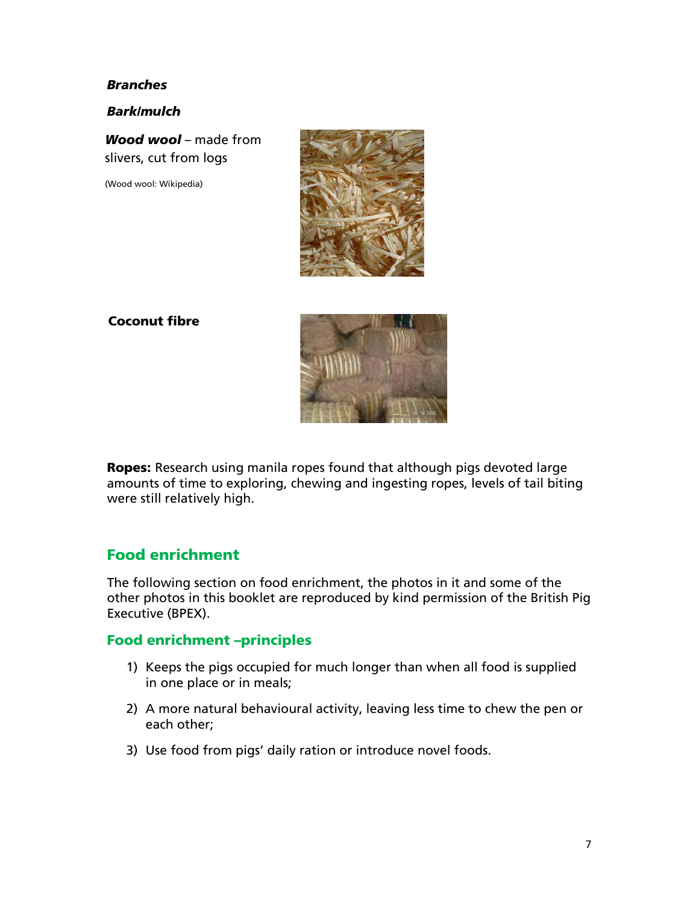***Branches***

***Bark/mulch***

***Wood wool*** – made from slivers, cut from logs

(Wood wool: Wikipedia)

**Coconut fibre**

**Ropes:** Research using manila ropes found that although pigs devoted large amounts of time to exploring, chewing and ingesting ropes, levels of tail biting were still relatively high.

## Food enrichment

The following section on food enrichment, the photos in it and some of the other photos in this booklet are reproduced by kind permission of the British Pig Executive (BPEX).

### Food enrichment –principles

1) Keeps the pigs occupied for much longer than when all food is supplied in one place or in meals;
2) A more natural behavioural activity, leaving less time to chew the pen or each other;
3) Use food from pigs' daily ration or introduce novel foods.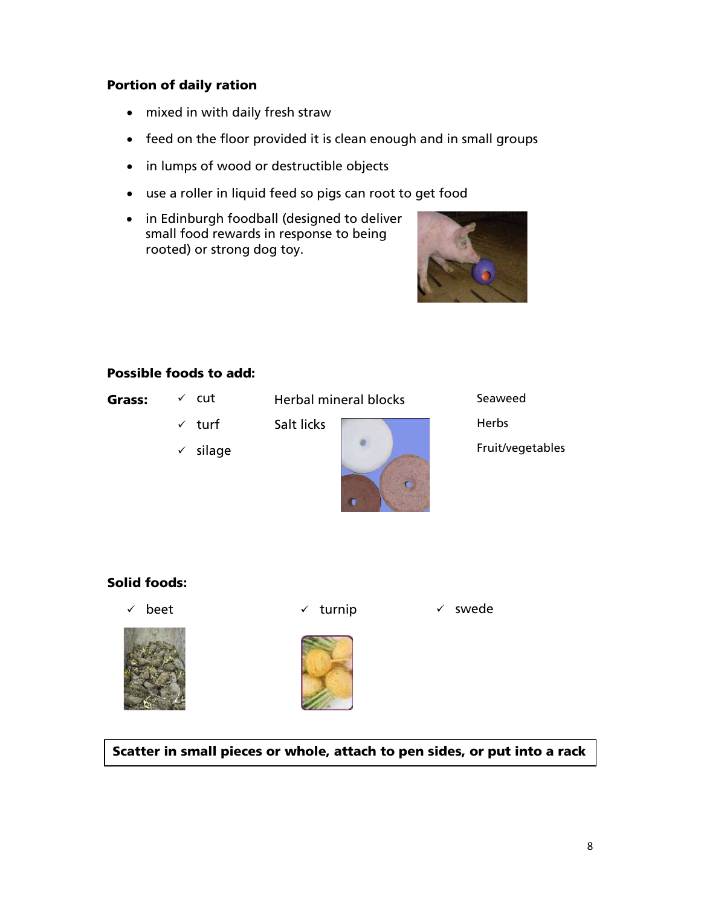**Portion of daily ration**

- mixed in with daily fresh straw
- feed on the floor provided it is clean enough and in small groups
- in lumps of wood or destructible objects
- use a roller in liquid feed so pigs can root to get food
- in Edinburgh foodball (designed to deliver small food rewards in response to being rooted) or strong dog toy.

**Possible foods to add:**

**Grass:**

- ✓ cut
- ✓ turf
- ✓ silage

Herbal mineral blocks

Salt licks

Seaweed

Herbs

Fruit/vegetables

**Solid foods:**

- ✓ beet
- ✓ turnip
- ✓ swede

**Scatter in small pieces or whole, attach to pen sides, or put into a rack**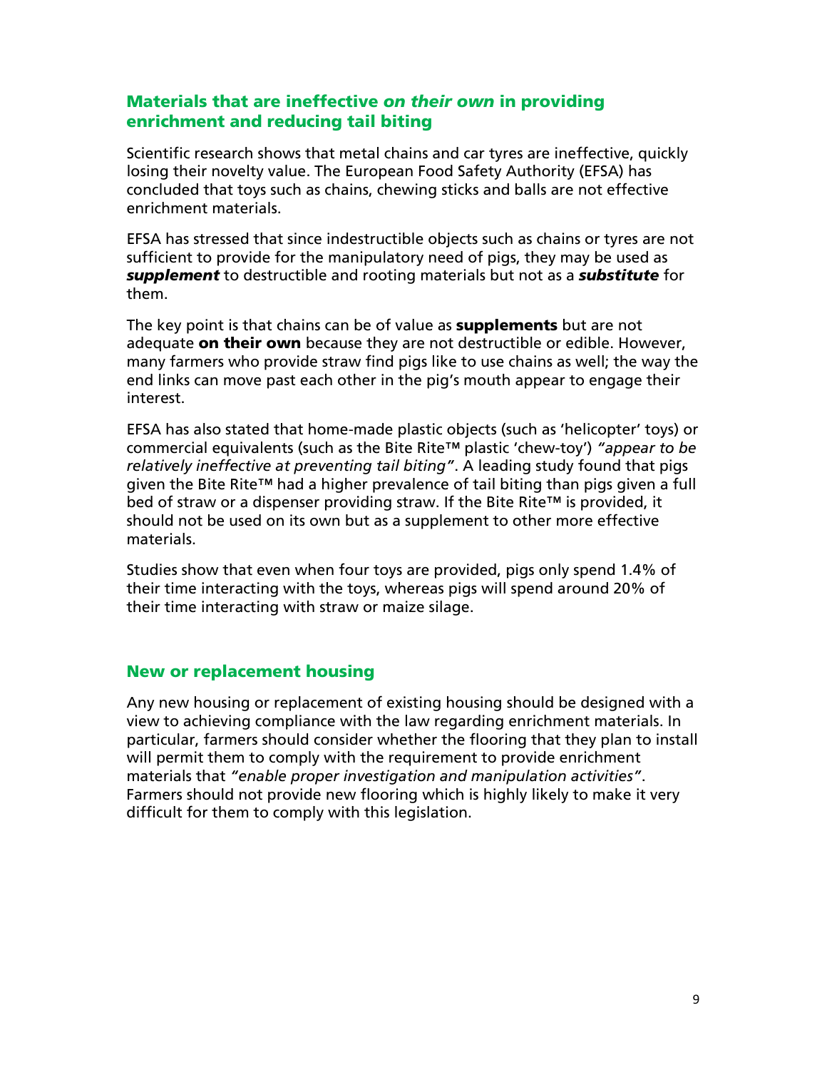## Materials that are ineffective *on their own* in providing enrichment and reducing tail biting

Scientific research shows that metal chains and car tyres are ineffective, quickly losing their novelty value. The European Food Safety Authority (EFSA) has concluded that toys such as chains, chewing sticks and balls are not effective enrichment materials.

EFSA has stressed that since indestructible objects such as chains or tyres are not sufficient to provide for the manipulatory need of pigs, they may be used as ***supplement*** to destructible and rooting materials but not as a ***substitute*** for them.

The key point is that chains can be of value as **supplements** but are not adequate **on their own** because they are not destructible or edible. However, many farmers who provide straw find pigs like to use chains as well; the way the end links can move past each other in the pig's mouth appear to engage their interest.

EFSA has also stated that home-made plastic objects (such as 'helicopter' toys) or commercial equivalents (such as the Bite Rite™ plastic 'chew-toy') *"appear to be relatively ineffective at preventing tail biting"*. A leading study found that pigs given the Bite Rite™ had a higher prevalence of tail biting than pigs given a full bed of straw or a dispenser providing straw. If the Bite Rite™ is provided, it should not be used on its own but as a supplement to other more effective materials.

Studies show that even when four toys are provided, pigs only spend 1.4% of their time interacting with the toys, whereas pigs will spend around 20% of their time interacting with straw or maize silage.

## New or replacement housing

Any new housing or replacement of existing housing should be designed with a view to achieving compliance with the law regarding enrichment materials. In particular, farmers should consider whether the flooring that they plan to install will permit them to comply with the requirement to provide enrichment materials that *"enable proper investigation and manipulation activities"*. Farmers should not provide new flooring which is highly likely to make it very difficult for them to comply with this legislation.